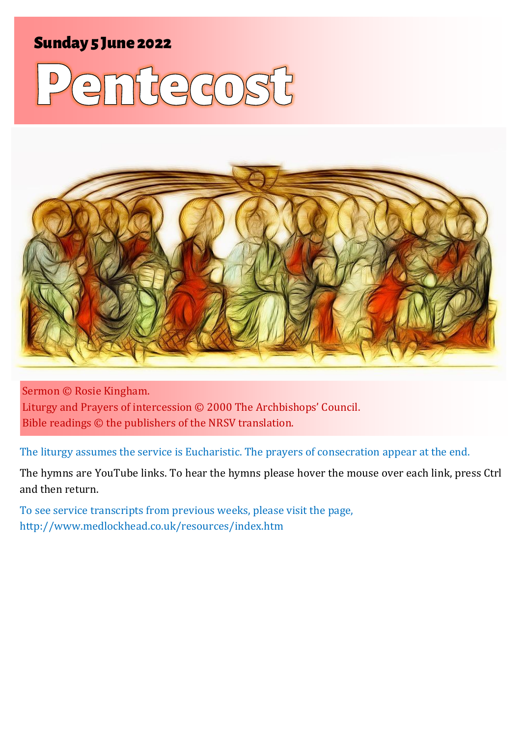Sunday 5 June 2022

# Pentecost

Sermon © Rosie Kingham.
Liturgy and Prayers of intercession © 2000 The Archbishops' Council.
Bible readings © the publishers of the NRSV translation.

The liturgy assumes the service is Eucharistic. The prayers of consecration appear at the end.

The hymns are YouTube links. To hear the hymns please hover the mouse over each link, press Ctrl and then return.

To see service transcripts from previous weeks, please visit the page,
http://www.medlockhead.co.uk/resources/index.htm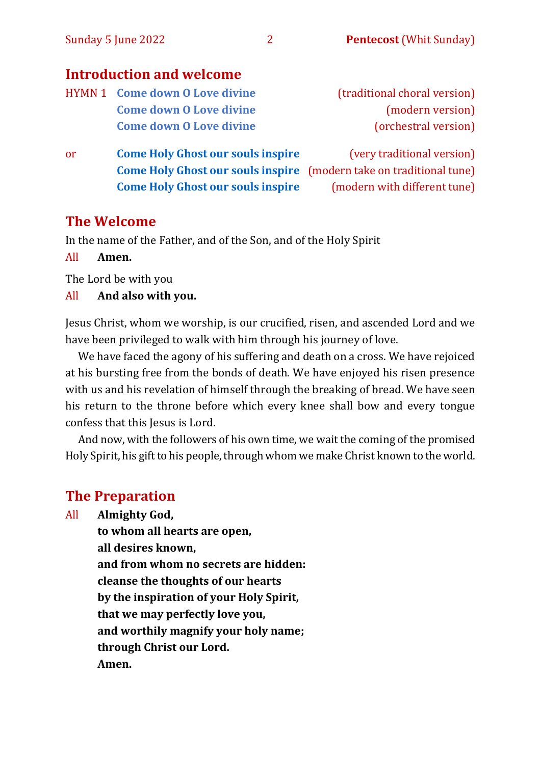## Introduction and welcome

HYMN 1 **Come down O Love divine** (traditional choral version)
**Come down O Love divine** (modern version)
**Come down O Love divine** (orchestral version)

or **Come Holy Ghost our souls inspire** (very traditional version)
**Come Holy Ghost our souls inspire** (modern take on traditional tune)
**Come Holy Ghost our souls inspire** (modern with different tune)

## The Welcome

In the name of the Father, and of the Son, and of the Holy Spirit

All **Amen.**

The Lord be with you

All **And also with you.**

Jesus Christ, whom we worship, is our crucified, risen, and ascended Lord and we have been privileged to walk with him through his journey of love.

We have faced the agony of his suffering and death on a cross. We have rejoiced at his bursting free from the bonds of death. We have enjoyed his risen presence with us and his revelation of himself through the breaking of bread. We have seen his return to the throne before which every knee shall bow and every tongue confess that this Jesus is Lord.

And now, with the followers of his own time, we wait the coming of the promised Holy Spirit, his gift to his people, through whom we make Christ known to the world.

## The Preparation

All **Almighty God,**
**to whom all hearts are open,**
**all desires known,**
**and from whom no secrets are hidden:**
**cleanse the thoughts of our hearts**
**by the inspiration of your Holy Spirit,**
**that we may perfectly love you,**
**and worthily magnify your holy name;**
**through Christ our Lord.**
**Amen.**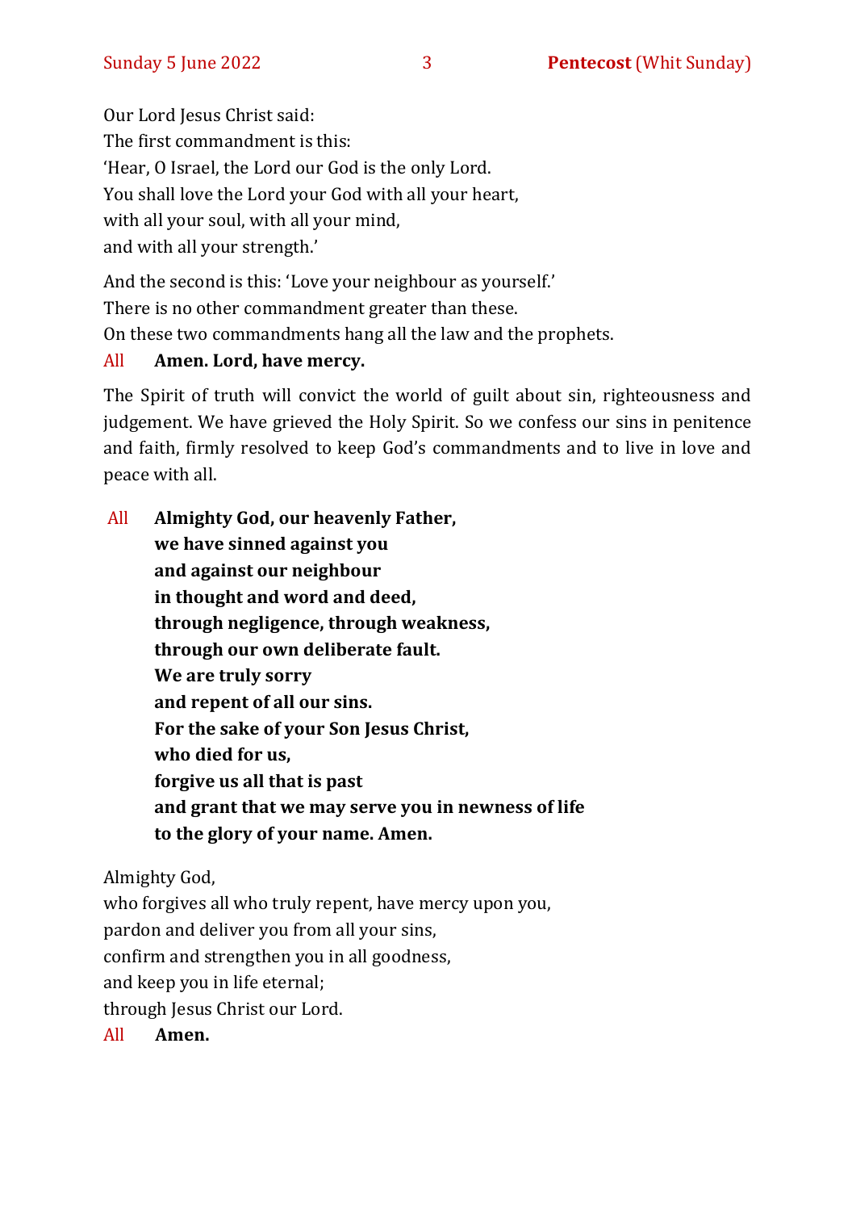Our Lord Jesus Christ said:
The first commandment is this:
'Hear, O Israel, the Lord our God is the only Lord.
You shall love the Lord your God with all your heart,
with all your soul, with all your mind,
and with all your strength.'

And the second is this: 'Love your neighbour as yourself.'
There is no other commandment greater than these.
On these two commandments hang all the law and the prophets.

All **Amen. Lord, have mercy.**

The Spirit of truth will convict the world of guilt about sin, righteousness and judgement. We have grieved the Holy Spirit. So we confess our sins in penitence and faith, firmly resolved to keep God's commandments and to live in love and peace with all.

All **Almighty God, our heavenly Father,**
**we have sinned against you**
**and against our neighbour**
**in thought and word and deed,**
**through negligence, through weakness,**
**through our own deliberate fault.**
**We are truly sorry**
**and repent of all our sins.**
**For the sake of your Son Jesus Christ,**
**who died for us,**
**forgive us all that is past**
**and grant that we may serve you in newness of life**
**to the glory of your name. Amen.**

Almighty God,
who forgives all who truly repent, have mercy upon you,
pardon and deliver you from all your sins,
confirm and strengthen you in all goodness,
and keep you in life eternal;
through Jesus Christ our Lord.

All **Amen.**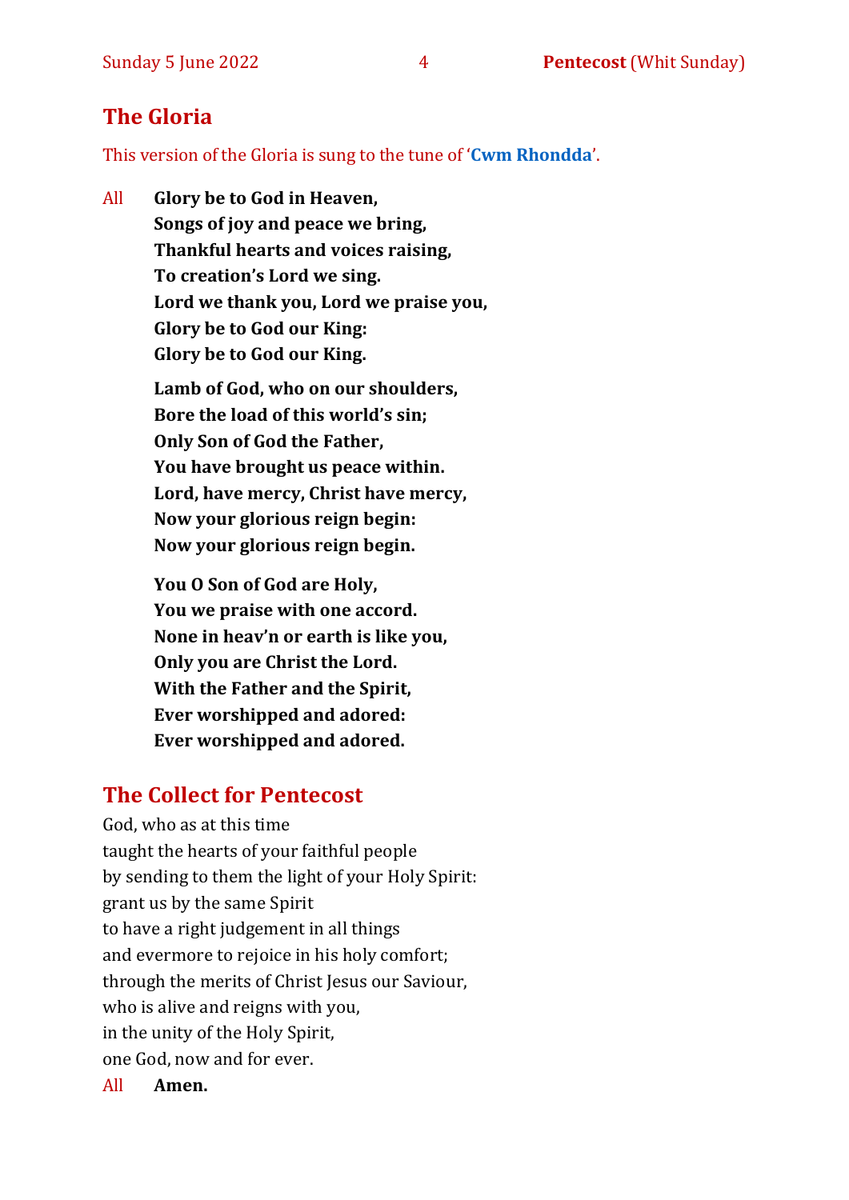## The Gloria

This version of the Gloria is sung to the tune of '**Cwm Rhondda**'.

All **Glory be to God in Heaven,**
**Songs of joy and peace we bring,**
**Thankful hearts and voices raising,**
**To creation's Lord we sing.**
**Lord we thank you, Lord we praise you,**
**Glory be to God our King:**
**Glory be to God our King.**

**Lamb of God, who on our shoulders,**
**Bore the load of this world's sin;**
**Only Son of God the Father,**
**You have brought us peace within.**
**Lord, have mercy, Christ have mercy,**
**Now your glorious reign begin:**
**Now your glorious reign begin.**

**You O Son of God are Holy,**
**You we praise with one accord.**
**None in heav'n or earth is like you,**
**Only you are Christ the Lord.**
**With the Father and the Spirit,**
**Ever worshipped and adored:**
**Ever worshipped and adored.**

## The Collect for Pentecost

God, who as at this time
taught the hearts of your faithful people
by sending to them the light of your Holy Spirit:
grant us by the same Spirit
to have a right judgement in all things
and evermore to rejoice in his holy comfort;
through the merits of Christ Jesus our Saviour,
who is alive and reigns with you,
in the unity of the Holy Spirit,
one God, now and for ever.

All **Amen.**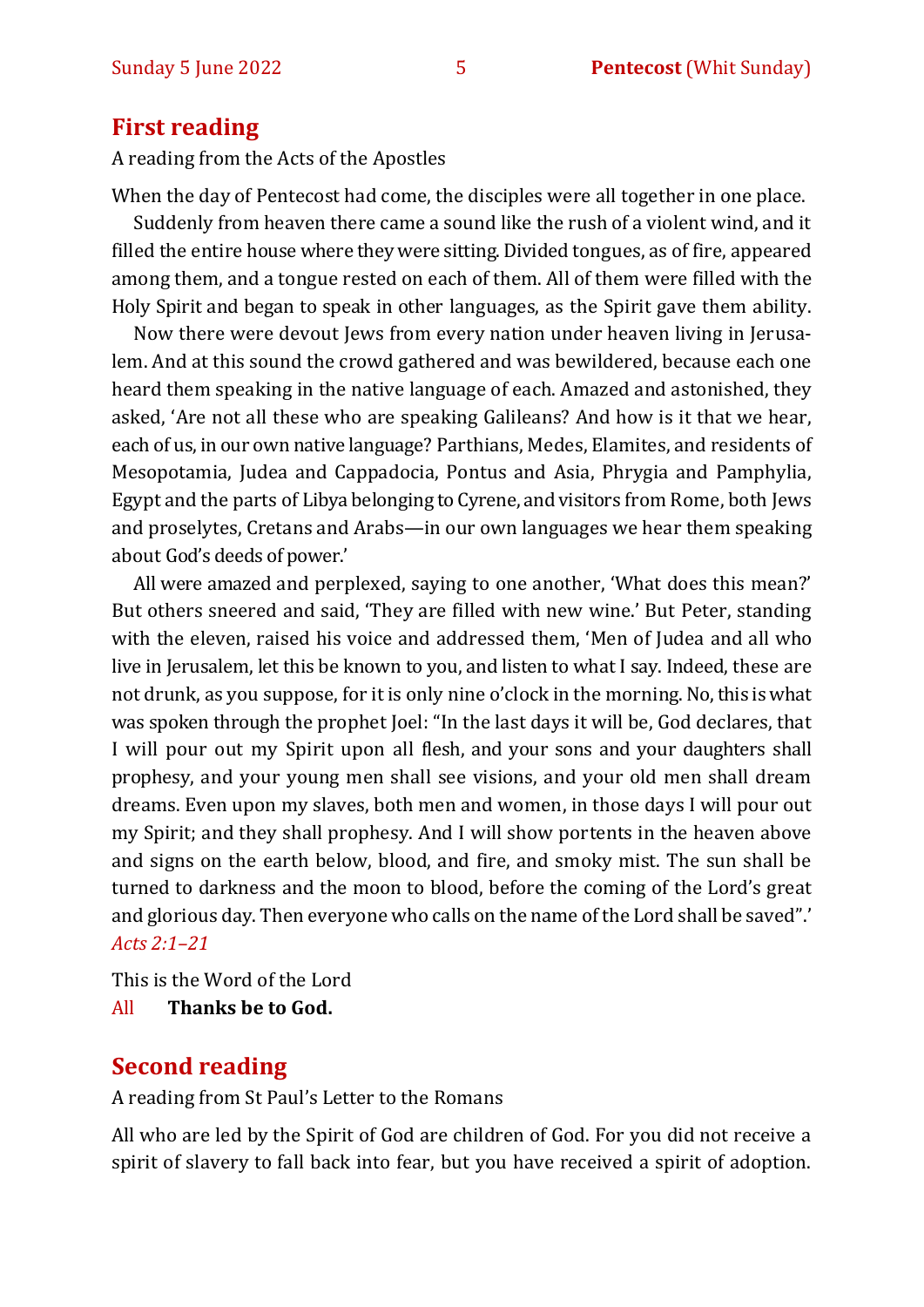## First reading

A reading from the Acts of the Apostles

When the day of Pentecost had come, the disciples were all together in one place.

Suddenly from heaven there came a sound like the rush of a violent wind, and it filled the entire house where they were sitting. Divided tongues, as of fire, appeared among them, and a tongue rested on each of them. All of them were filled with the Holy Spirit and began to speak in other languages, as the Spirit gave them ability.

Now there were devout Jews from every nation under heaven living in Jerusalem. And at this sound the crowd gathered and was bewildered, because each one heard them speaking in the native language of each. Amazed and astonished, they asked, 'Are not all these who are speaking Galileans? And how is it that we hear, each of us, in our own native language? Parthians, Medes, Elamites, and residents of Mesopotamia, Judea and Cappadocia, Pontus and Asia, Phrygia and Pamphylia, Egypt and the parts of Libya belonging to Cyrene, and visitors from Rome, both Jews and proselytes, Cretans and Arabs—in our own languages we hear them speaking about God's deeds of power.'

All were amazed and perplexed, saying to one another, 'What does this mean?' But others sneered and said, 'They are filled with new wine.' But Peter, standing with the eleven, raised his voice and addressed them, 'Men of Judea and all who live in Jerusalem, let this be known to you, and listen to what I say. Indeed, these are not drunk, as you suppose, for it is only nine o'clock in the morning. No, this is what was spoken through the prophet Joel: "In the last days it will be, God declares, that I will pour out my Spirit upon all flesh, and your sons and your daughters shall prophesy, and your young men shall see visions, and your old men shall dream dreams. Even upon my slaves, both men and women, in those days I will pour out my Spirit; and they shall prophesy. And I will show portents in the heaven above and signs on the earth below, blood, and fire, and smoky mist. The sun shall be turned to darkness and the moon to blood, before the coming of the Lord's great and glorious day. Then everyone who calls on the name of the Lord shall be saved".'
*Acts 2:1–21*

This is the Word of the Lord
All **Thanks be to God.**

## Second reading

A reading from St Paul's Letter to the Romans

All who are led by the Spirit of God are children of God. For you did not receive a spirit of slavery to fall back into fear, but you have received a spirit of adoption.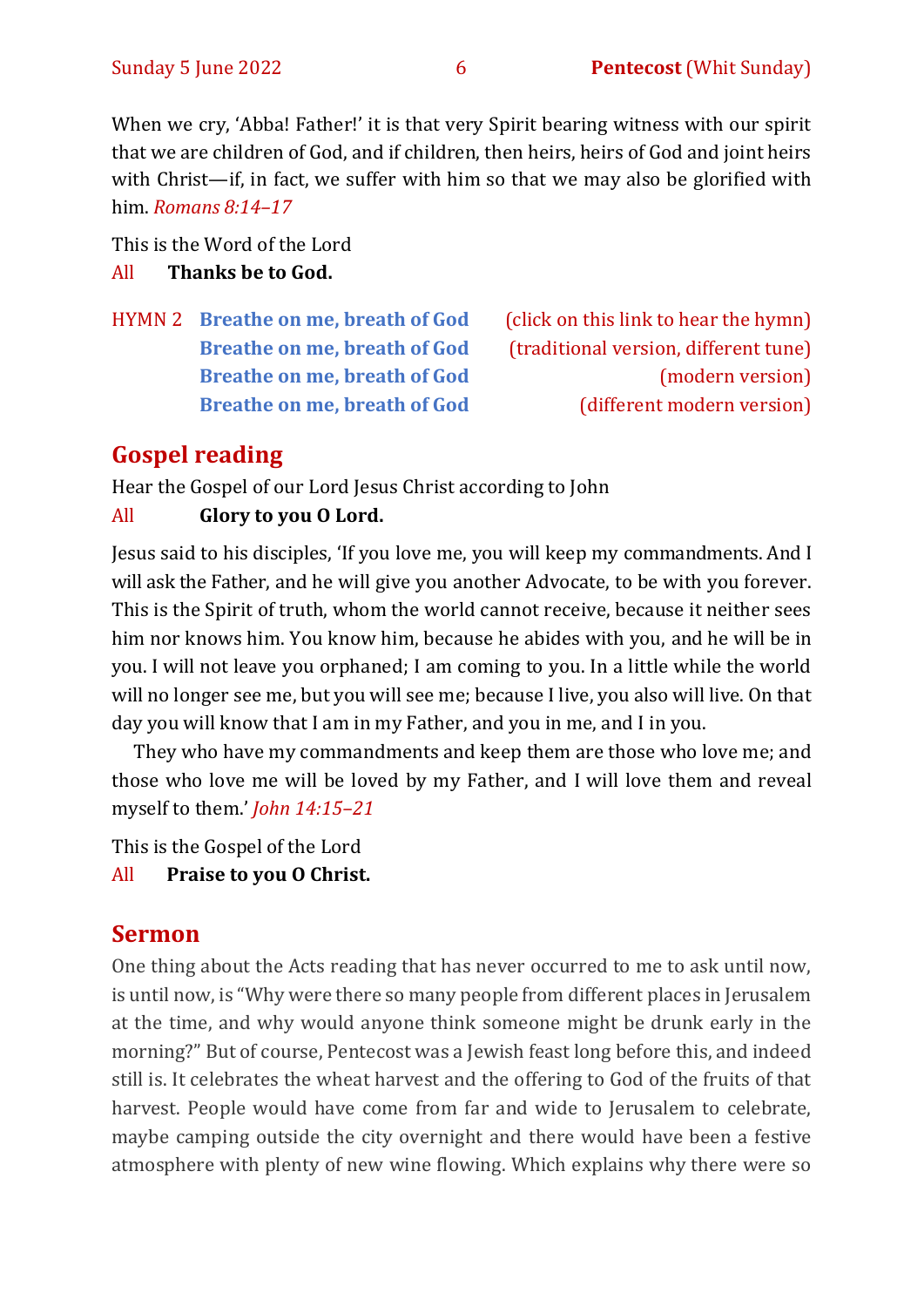When we cry, 'Abba! Father!' it is that very Spirit bearing witness with our spirit that we are children of God, and if children, then heirs, heirs of God and joint heirs with Christ—if, in fact, we suffer with him so that we may also be glorified with him. *Romans 8:14–17*

This is the Word of the Lord
All **Thanks be to God.**

HYMN 2 **Breathe on me, breath of God** (click on this link to hear the hymn)
**Breathe on me, breath of God** (traditional version, different tune)
**Breathe on me, breath of God** (modern version)
**Breathe on me, breath of God** (different modern version)

## Gospel reading

Hear the Gospel of our Lord Jesus Christ according to John
All **Glory to you O Lord.**

Jesus said to his disciples, 'If you love me, you will keep my commandments. And I will ask the Father, and he will give you another Advocate, to be with you forever. This is the Spirit of truth, whom the world cannot receive, because it neither sees him nor knows him. You know him, because he abides with you, and he will be in you. I will not leave you orphaned; I am coming to you. In a little while the world will no longer see me, but you will see me; because I live, you also will live. On that day you will know that I am in my Father, and you in me, and I in you.

They who have my commandments and keep them are those who love me; and those who love me will be loved by my Father, and I will love them and reveal myself to them.' *John 14:15–21*

This is the Gospel of the Lord
All **Praise to you O Christ.**

## Sermon

One thing about the Acts reading that has never occurred to me to ask until now, is until now, is "Why were there so many people from different places in Jerusalem at the time, and why would anyone think someone might be drunk early in the morning?" But of course, Pentecost was a Jewish feast long before this, and indeed still is. It celebrates the wheat harvest and the offering to God of the fruits of that harvest. People would have come from far and wide to Jerusalem to celebrate, maybe camping outside the city overnight and there would have been a festive atmosphere with plenty of new wine flowing. Which explains why there were so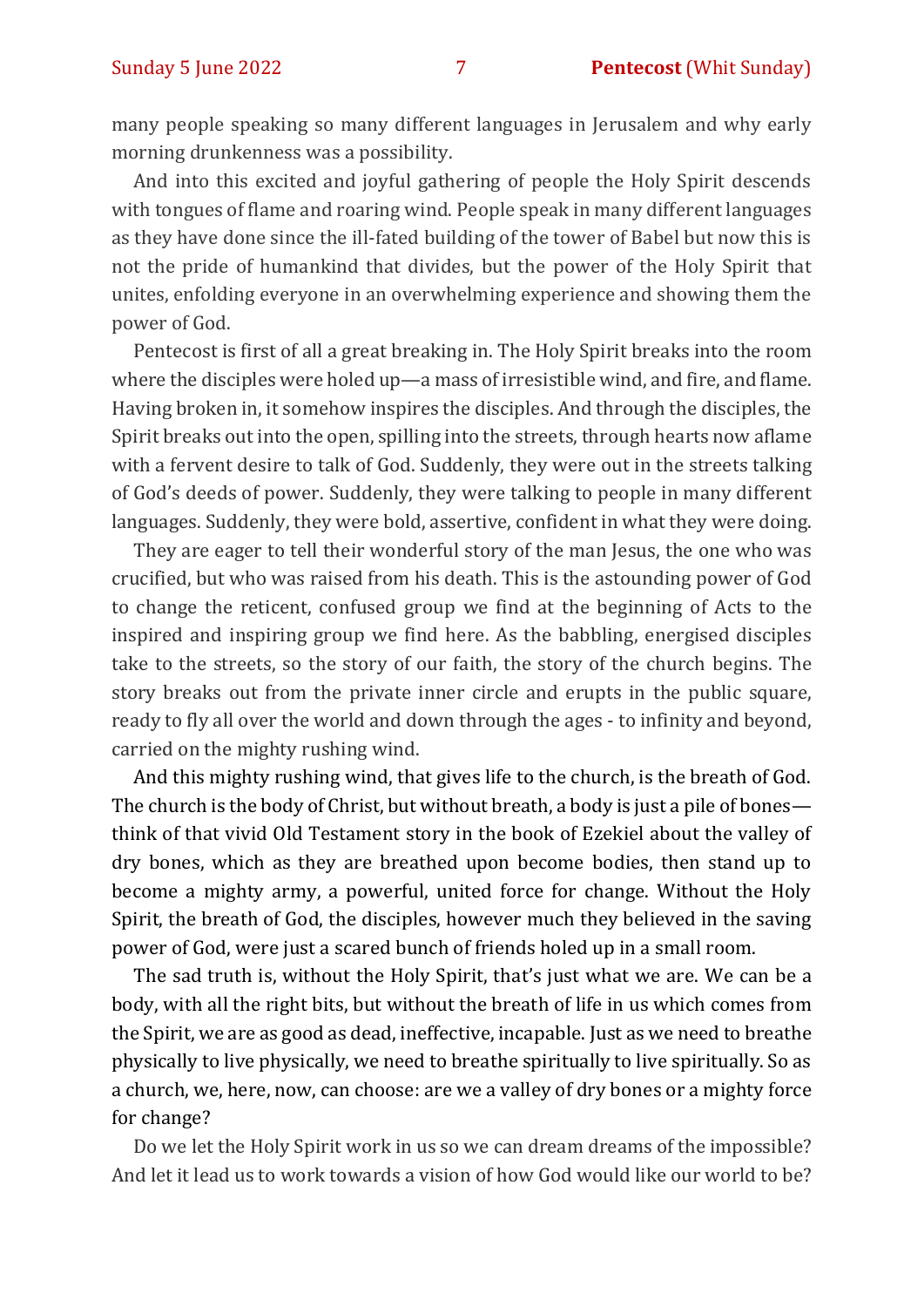many people speaking so many different languages in Jerusalem and why early morning drunkenness was a possibility.

And into this excited and joyful gathering of people the Holy Spirit descends with tongues of flame and roaring wind. People speak in many different languages as they have done since the ill-fated building of the tower of Babel but now this is not the pride of humankind that divides, but the power of the Holy Spirit that unites, enfolding everyone in an overwhelming experience and showing them the power of God.

Pentecost is first of all a great breaking in. The Holy Spirit breaks into the room where the disciples were holed up—a mass of irresistible wind, and fire, and flame. Having broken in, it somehow inspires the disciples. And through the disciples, the Spirit breaks out into the open, spilling into the streets, through hearts now aflame with a fervent desire to talk of God. Suddenly, they were out in the streets talking of God's deeds of power. Suddenly, they were talking to people in many different languages. Suddenly, they were bold, assertive, confident in what they were doing.

They are eager to tell their wonderful story of the man Jesus, the one who was crucified, but who was raised from his death. This is the astounding power of God to change the reticent, confused group we find at the beginning of Acts to the inspired and inspiring group we find here. As the babbling, energised disciples take to the streets, so the story of our faith, the story of the church begins. The story breaks out from the private inner circle and erupts in the public square, ready to fly all over the world and down through the ages - to infinity and beyond, carried on the mighty rushing wind.

And this mighty rushing wind, that gives life to the church, is the breath of God. The church is the body of Christ, but without breath, a body is just a pile of bones—think of that vivid Old Testament story in the book of Ezekiel about the valley of dry bones, which as they are breathed upon become bodies, then stand up to become a mighty army, a powerful, united force for change. Without the Holy Spirit, the breath of God, the disciples, however much they believed in the saving power of God, were just a scared bunch of friends holed up in a small room.

The sad truth is, without the Holy Spirit, that's just what we are. We can be a body, with all the right bits, but without the breath of life in us which comes from the Spirit, we are as good as dead, ineffective, incapable. Just as we need to breathe physically to live physically, we need to breathe spiritually to live spiritually. So as a church, we, here, now, can choose: are we a valley of dry bones or a mighty force for change?

Do we let the Holy Spirit work in us so we can dream dreams of the impossible? And let it lead us to work towards a vision of how God would like our world to be?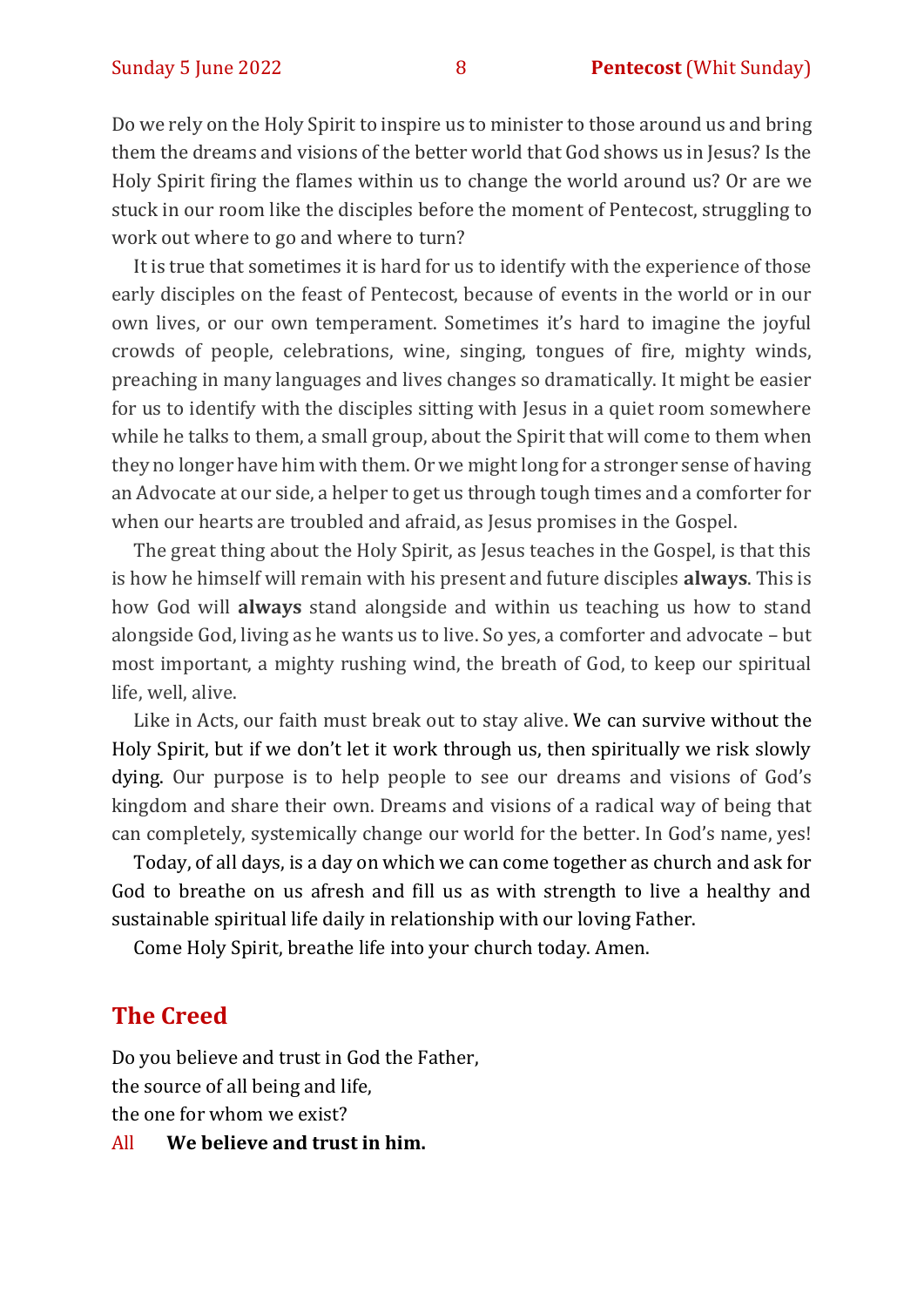Do we rely on the Holy Spirit to inspire us to minister to those around us and bring them the dreams and visions of the better world that God shows us in Jesus? Is the Holy Spirit firing the flames within us to change the world around us? Or are we stuck in our room like the disciples before the moment of Pentecost, struggling to work out where to go and where to turn?

It is true that sometimes it is hard for us to identify with the experience of those early disciples on the feast of Pentecost, because of events in the world or in our own lives, or our own temperament. Sometimes it's hard to imagine the joyful crowds of people, celebrations, wine, singing, tongues of fire, mighty winds, preaching in many languages and lives changes so dramatically. It might be easier for us to identify with the disciples sitting with Jesus in a quiet room somewhere while he talks to them, a small group, about the Spirit that will come to them when they no longer have him with them. Or we might long for a stronger sense of having an Advocate at our side, a helper to get us through tough times and a comforter for when our hearts are troubled and afraid, as Jesus promises in the Gospel.

The great thing about the Holy Spirit, as Jesus teaches in the Gospel, is that this is how he himself will remain with his present and future disciples **always**. This is how God will **always** stand alongside and within us teaching us how to stand alongside God, living as he wants us to live. So yes, a comforter and advocate – but most important, a mighty rushing wind, the breath of God, to keep our spiritual life, well, alive.

Like in Acts, our faith must break out to stay alive. We can survive without the Holy Spirit, but if we don't let it work through us, then spiritually we risk slowly dying. Our purpose is to help people to see our dreams and visions of God's kingdom and share their own. Dreams and visions of a radical way of being that can completely, systemically change our world for the better. In God's name, yes!

Today, of all days, is a day on which we can come together as church and ask for God to breathe on us afresh and fill us as with strength to live a healthy and sustainable spiritual life daily in relationship with our loving Father.

Come Holy Spirit, breathe life into your church today. Amen.

## The Creed

Do you believe and trust in God the Father,
the source of all being and life,
the one for whom we exist?

All **We believe and trust in him.**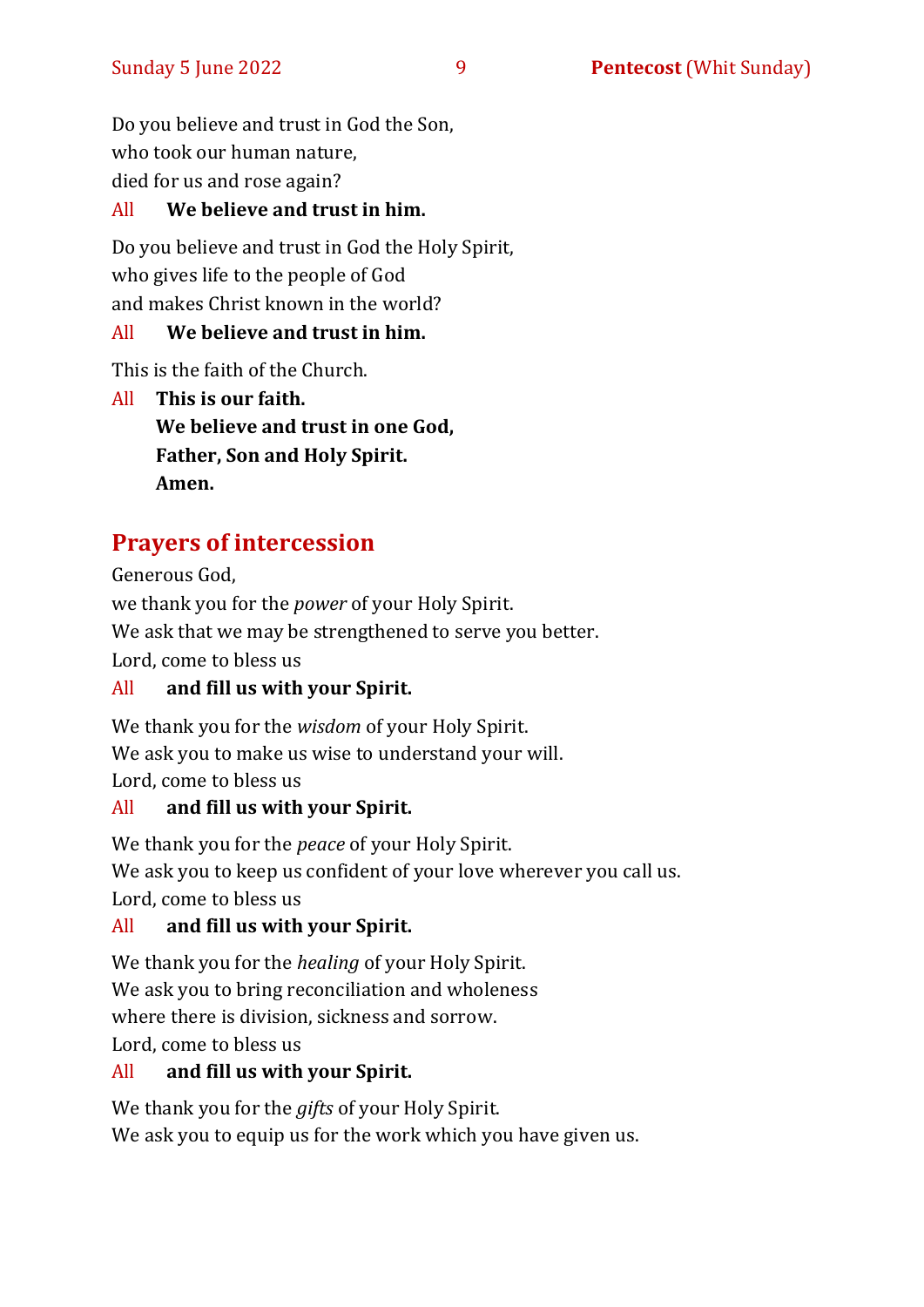Do you believe and trust in God the Son,
who took our human nature,
died for us and rose again?

All **We believe and trust in him.**

Do you believe and trust in God the Holy Spirit,
who gives life to the people of God
and makes Christ known in the world?

All **We believe and trust in him.**

This is the faith of the Church.

All **This is our faith.**
**We believe and trust in one God,**
**Father, Son and Holy Spirit.**
**Amen.**

## Prayers of intercession

Generous God,
we thank you for the *power* of your Holy Spirit.
We ask that we may be strengthened to serve you better.
Lord, come to bless us

All **and fill us with your Spirit.**

We thank you for the *wisdom* of your Holy Spirit.
We ask you to make us wise to understand your will.
Lord, come to bless us

All **and fill us with your Spirit.**

We thank you for the *peace* of your Holy Spirit.
We ask you to keep us confident of your love wherever you call us.
Lord, come to bless us

All **and fill us with your Spirit.**

We thank you for the *healing* of your Holy Spirit.
We ask you to bring reconciliation and wholeness
where there is division, sickness and sorrow.
Lord, come to bless us

All **and fill us with your Spirit.**

We thank you for the *gifts* of your Holy Spirit.
We ask you to equip us for the work which you have given us.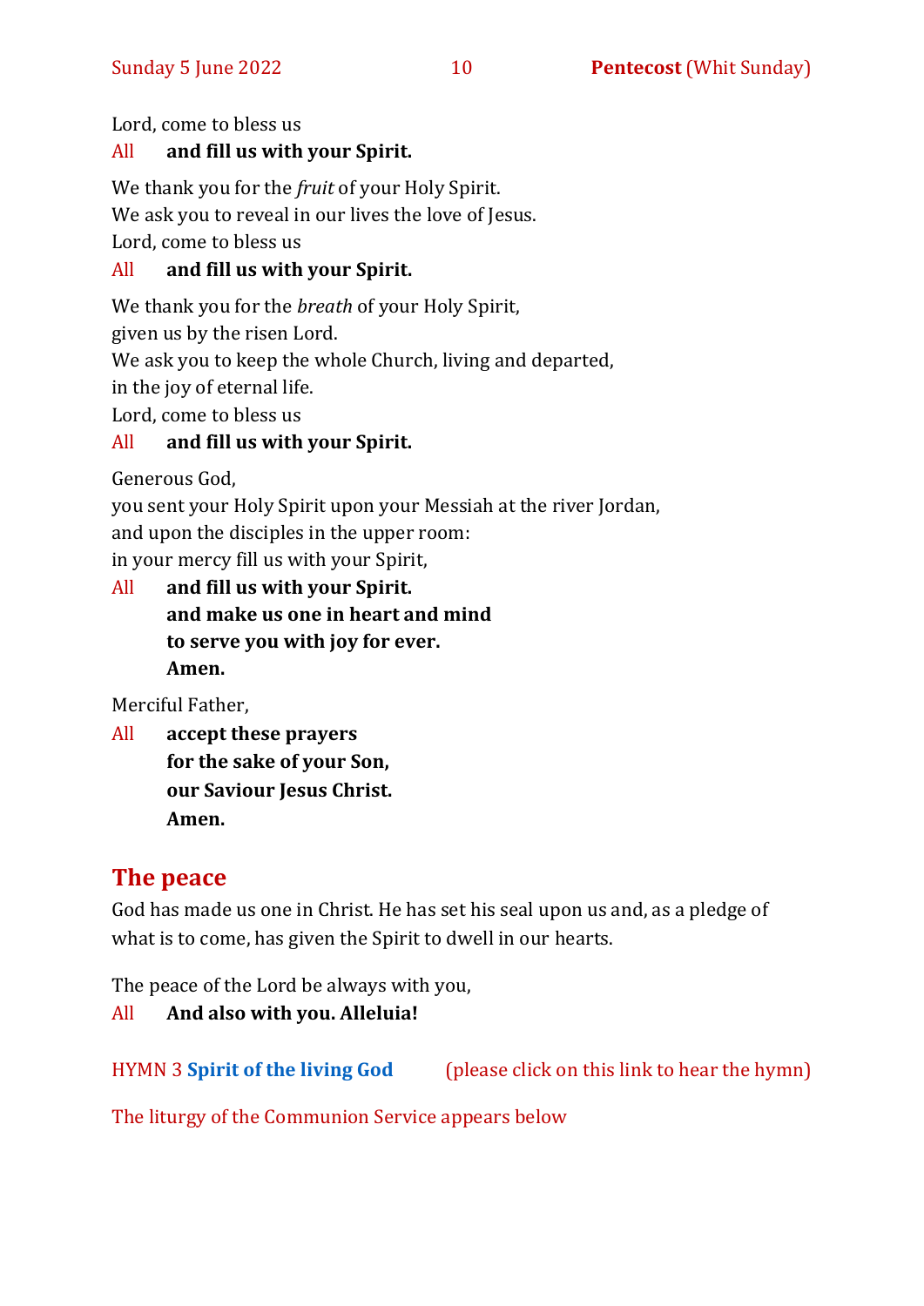Lord, come to bless us

All **and fill us with your Spirit.**

We thank you for the *fruit* of your Holy Spirit.
We ask you to reveal in our lives the love of Jesus.
Lord, come to bless us

All **and fill us with your Spirit.**

We thank you for the *breath* of your Holy Spirit,
given us by the risen Lord.
We ask you to keep the whole Church, living and departed,
in the joy of eternal life.
Lord, come to bless us

All **and fill us with your Spirit.**

Generous God,
you sent your Holy Spirit upon your Messiah at the river Jordan,
and upon the disciples in the upper room:
in your mercy fill us with your Spirit,

All **and fill us with your Spirit.**
**and make us one in heart and mind**
**to serve you with joy for ever.**
**Amen.**

Merciful Father,

All **accept these prayers**
**for the sake of your Son,**
**our Saviour Jesus Christ.**
**Amen.**

## The peace

God has made us one in Christ. He has set his seal upon us and, as a pledge of what is to come, has given the Spirit to dwell in our hearts.

The peace of the Lord be always with you,

All **And also with you. Alleluia!**

HYMN 3 **Spirit of the living God** (please click on this link to hear the hymn)

The liturgy of the Communion Service appears below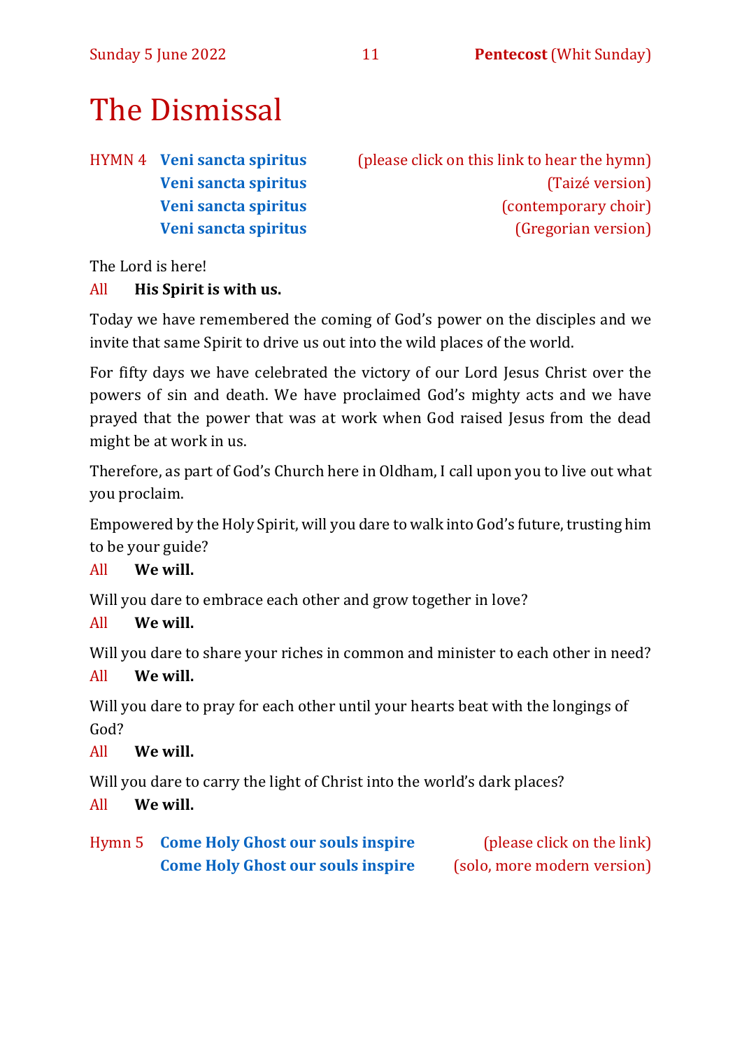# The Dismissal

HYMN 4 **Veni sancta spiritus** (please click on this link to hear the hymn)
**Veni sancta spiritus** (Taizé version)
**Veni sancta spiritus** (contemporary choir)
**Veni sancta spiritus** (Gregorian version)

The Lord is here!

All **His Spirit is with us.**

Today we have remembered the coming of God's power on the disciples and we invite that same Spirit to drive us out into the wild places of the world.

For fifty days we have celebrated the victory of our Lord Jesus Christ over the powers of sin and death. We have proclaimed God's mighty acts and we have prayed that the power that was at work when God raised Jesus from the dead might be at work in us.

Therefore, as part of God's Church here in Oldham, I call upon you to live out what you proclaim.

Empowered by the Holy Spirit, will you dare to walk into God's future, trusting him to be your guide?

All **We will.**

Will you dare to embrace each other and grow together in love?

All **We will.**

Will you dare to share your riches in common and minister to each other in need?

All **We will.**

Will you dare to pray for each other until your hearts beat with the longings of God?

All **We will.**

Will you dare to carry the light of Christ into the world's dark places?

All **We will.**

Hymn 5 **Come Holy Ghost our souls inspire** (please click on the link)
**Come Holy Ghost our souls inspire** (solo, more modern version)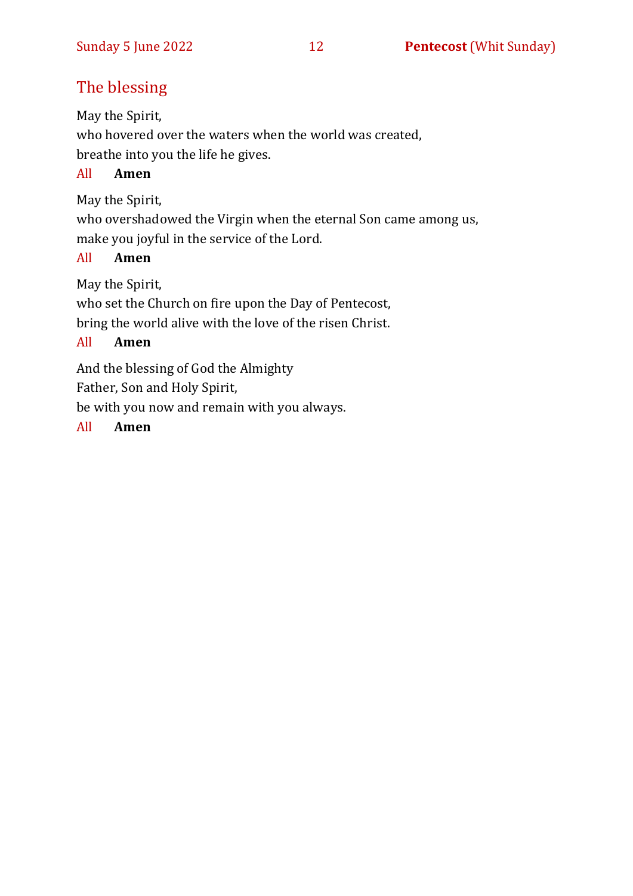## The blessing

May the Spirit,
who hovered over the waters when the world was created,
breathe into you the life he gives.

All **Amen**

May the Spirit,
who overshadowed the Virgin when the eternal Son came among us,
make you joyful in the service of the Lord.

All **Amen**

May the Spirit,
who set the Church on fire upon the Day of Pentecost,
bring the world alive with the love of the risen Christ.

All **Amen**

And the blessing of God the Almighty
Father, Son and Holy Spirit,
be with you now and remain with you always.

All **Amen**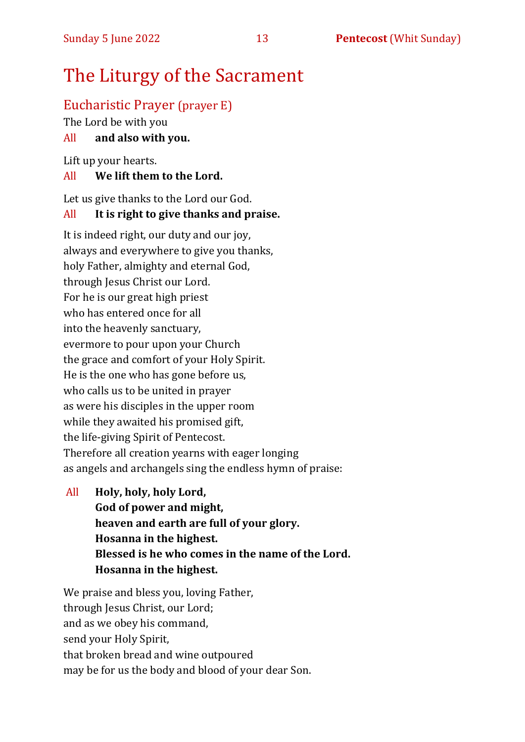# The Liturgy of the Sacrament

## Eucharistic Prayer (prayer E)

The Lord be with you

All **and also with you.**

Lift up your hearts.

All **We lift them to the Lord.**

Let us give thanks to the Lord our God.

All **It is right to give thanks and praise.**

It is indeed right, our duty and our joy,
always and everywhere to give you thanks,
holy Father, almighty and eternal God,
through Jesus Christ our Lord.
For he is our great high priest
who has entered once for all
into the heavenly sanctuary,
evermore to pour upon your Church
the grace and comfort of your Holy Spirit.
He is the one who has gone before us,
who calls us to be united in prayer
as were his disciples in the upper room
while they awaited his promised gift,
the life-giving Spirit of Pentecost.
Therefore all creation yearns with eager longing
as angels and archangels sing the endless hymn of praise:

All **Holy, holy, holy Lord,**
**God of power and might,**
**heaven and earth are full of your glory.**
**Hosanna in the highest.**
**Blessed is he who comes in the name of the Lord.**
**Hosanna in the highest.**

We praise and bless you, loving Father,
through Jesus Christ, our Lord;
and as we obey his command,
send your Holy Spirit,
that broken bread and wine outpoured
may be for us the body and blood of your dear Son.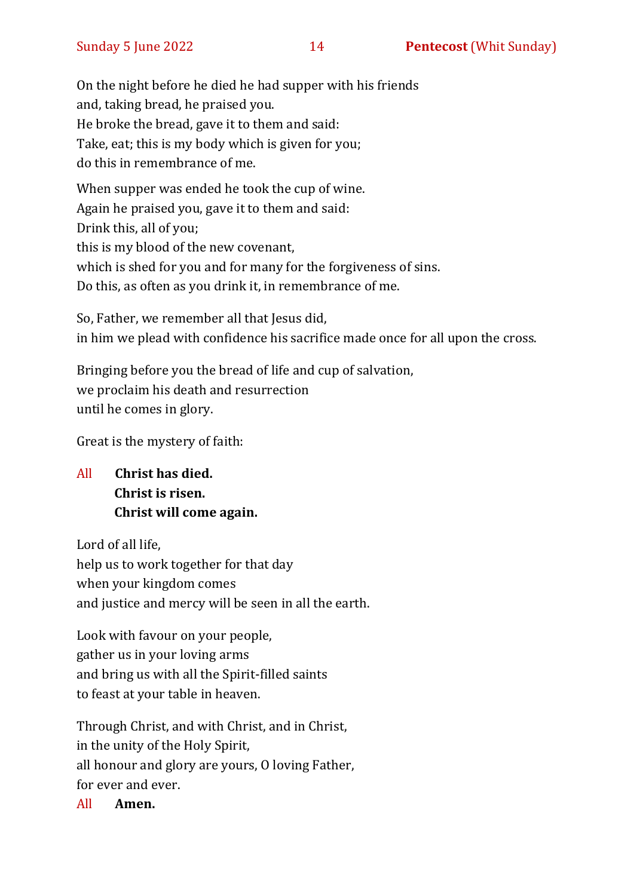On the night before he died he had supper with his friends
and, taking bread, he praised you.
He broke the bread, gave it to them and said:
Take, eat; this is my body which is given for you;
do this in remembrance of me.

When supper was ended he took the cup of wine.
Again he praised you, gave it to them and said:
Drink this, all of you;
this is my blood of the new covenant,
which is shed for you and for many for the forgiveness of sins.
Do this, as often as you drink it, in remembrance of me.

So, Father, we remember all that Jesus did,
in him we plead with confidence his sacrifice made once for all upon the cross.

Bringing before you the bread of life and cup of salvation,
we proclaim his death and resurrection
until he comes in glory.

Great is the mystery of faith:

All **Christ has died.**
**Christ is risen.**
**Christ will come again.**

Lord of all life,
help us to work together for that day
when your kingdom comes
and justice and mercy will be seen in all the earth.

Look with favour on your people,
gather us in your loving arms
and bring us with all the Spirit-filled saints
to feast at your table in heaven.

Through Christ, and with Christ, and in Christ,
in the unity of the Holy Spirit,
all honour and glory are yours, O loving Father,
for ever and ever.

All **Amen.**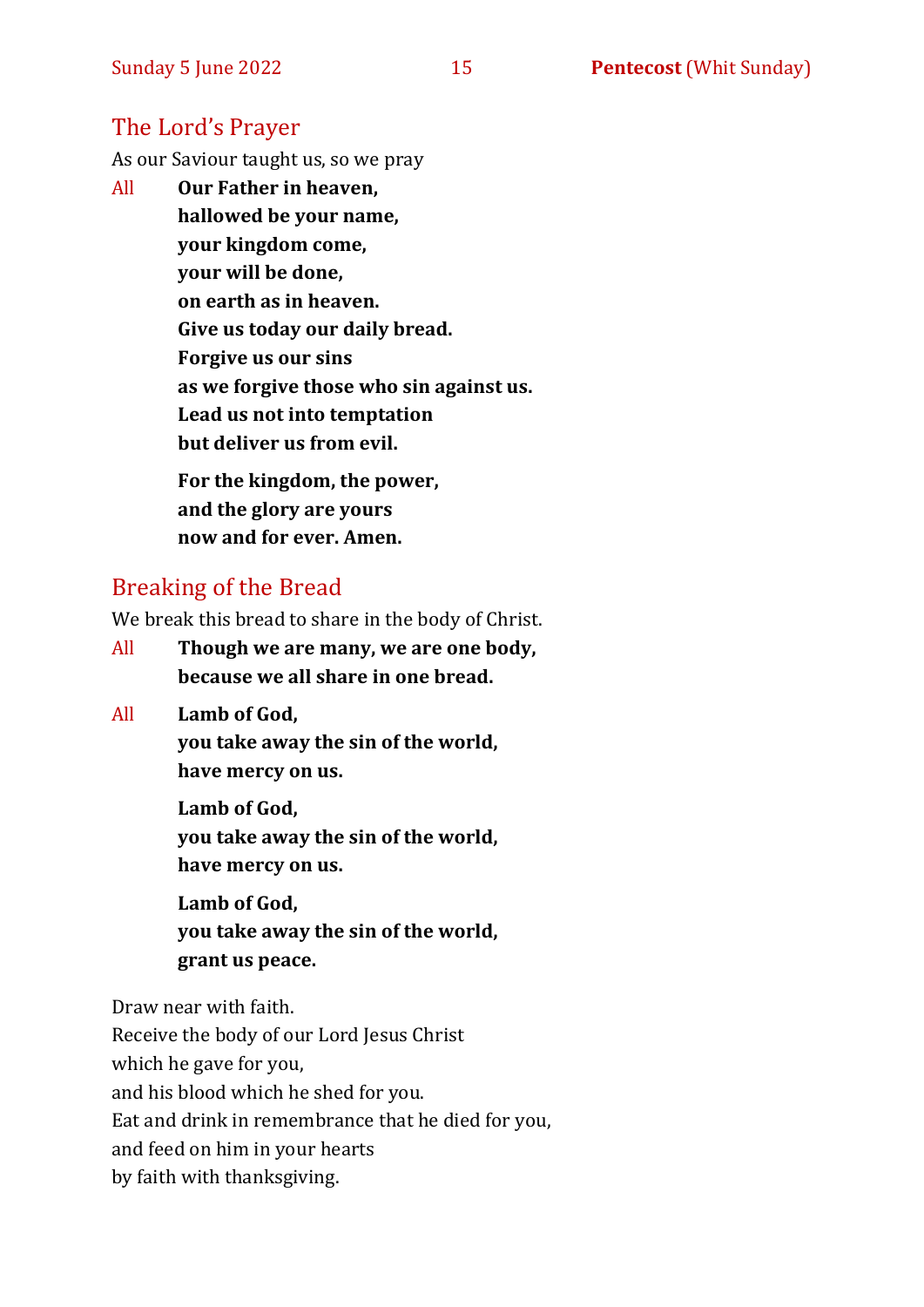## The Lord's Prayer

As our Saviour taught us, so we pray

All **Our Father in heaven,**
**hallowed be your name,**
**your kingdom come,**
**your will be done,**
**on earth as in heaven.**
**Give us today our daily bread.**
**Forgive us our sins**
**as we forgive those who sin against us.**
**Lead us not into temptation**
**but deliver us from evil.**

**For the kingdom, the power,**
**and the glory are yours**
**now and for ever. Amen.**

## Breaking of the Bread

We break this bread to share in the body of Christ.

All **Though we are many, we are one body,**
**because we all share in one bread.**

All **Lamb of God,**
**you take away the sin of the world,**
**have mercy on us.**

**Lamb of God,**
**you take away the sin of the world,**
**have mercy on us.**

**Lamb of God,**
**you take away the sin of the world,**
**grant us peace.**

Draw near with faith.
Receive the body of our Lord Jesus Christ
which he gave for you,
and his blood which he shed for you.
Eat and drink in remembrance that he died for you,
and feed on him in your hearts
by faith with thanksgiving.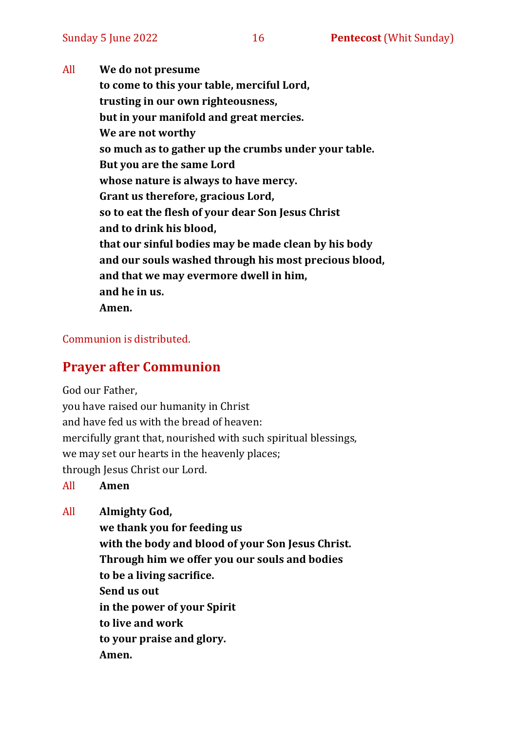All **We do not presume**
**to come to this your table, merciful Lord,**
**trusting in our own righteousness,**
**but in your manifold and great mercies.**
**We are not worthy**
**so much as to gather up the crumbs under your table.**
**But you are the same Lord**
**whose nature is always to have mercy.**
**Grant us therefore, gracious Lord,**
**so to eat the flesh of your dear Son Jesus Christ**
**and to drink his blood,**
**that our sinful bodies may be made clean by his body**
**and our souls washed through his most precious blood,**
**and that we may evermore dwell in him,**
**and he in us.**
**Amen.**

Communion is distributed.

## Prayer after Communion

God our Father,
you have raised our humanity in Christ
and have fed us with the bread of heaven:
mercifully grant that, nourished with such spiritual blessings,
we may set our hearts in the heavenly places;
through Jesus Christ our Lord.

All **Amen**

All **Almighty God,**
**we thank you for feeding us**
**with the body and blood of your Son Jesus Christ.**
**Through him we offer you our souls and bodies**
**to be a living sacrifice.**
**Send us out**
**in the power of your Spirit**
**to live and work**
**to your praise and glory.**
**Amen.**